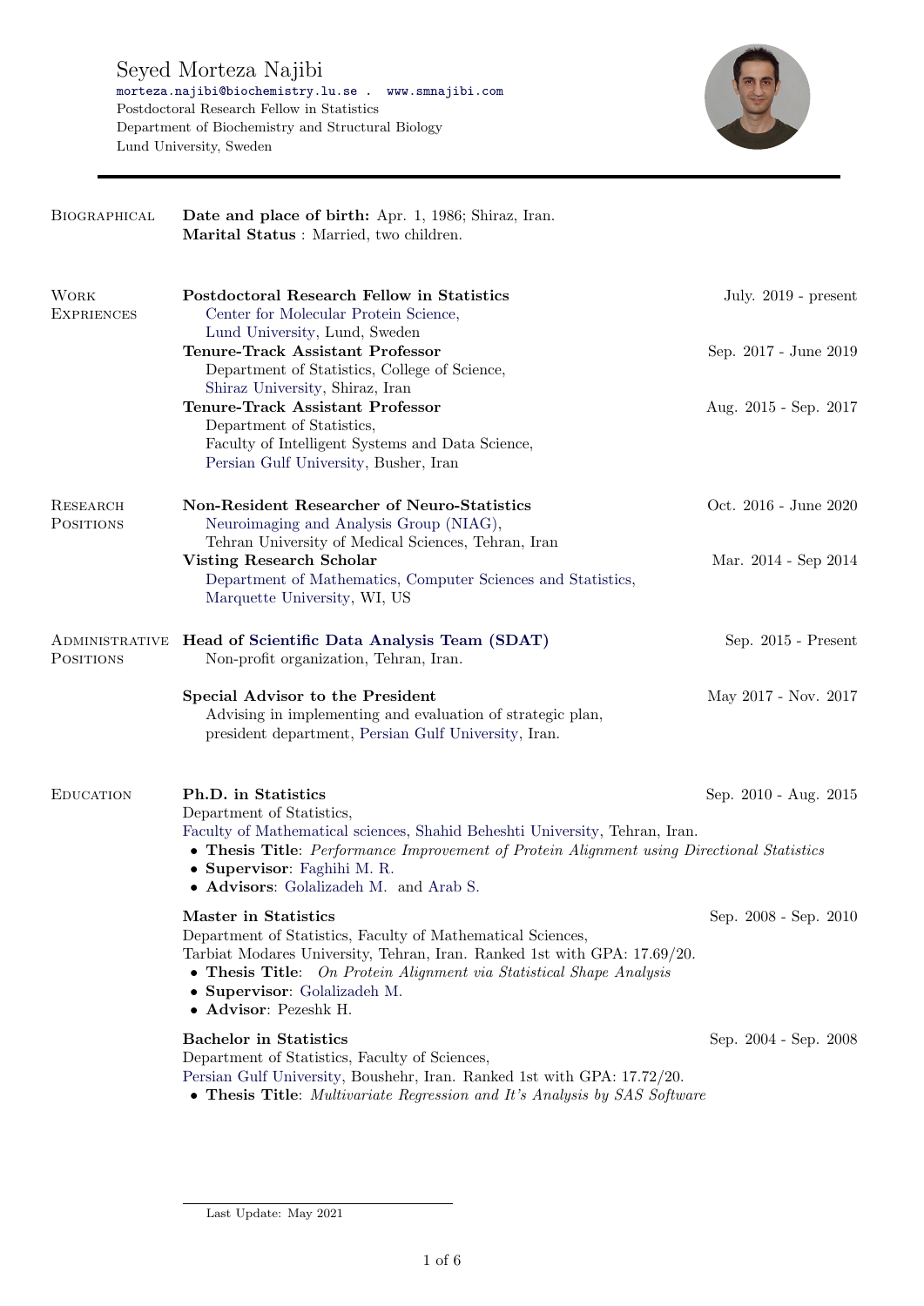# Seyed Morteza Najibi

morteza.najibi@biochemistry.lu.se . www.smnajibi.com
Postdoctoral Research Fellow in Statistics
Department of Biochemistry and Structural Biology
Lund University, Sweden

---

## Biographical

**Date and place of birth:** Apr. 1, 1986; Shiraz, Iran.
**Marital Status** : Married, two children.

## Work Expriences

**Postdoctoral Research Fellow in Statistics** — July. 2019 - present
Center for Molecular Protein Science,
Lund University, Lund, Sweden

**Tenure-Track Assistant Professor** — Sep. 2017 - June 2019
Department of Statistics, College of Science,
Shiraz University, Shiraz, Iran

**Tenure-Track Assistant Professor** — Aug. 2015 - Sep. 2017
Department of Statistics,
Faculty of Intelligent Systems and Data Science,
Persian Gulf University, Busher, Iran

## Research Positions

**Non-Resident Researcher of Neuro-Statistics** — Oct. 2016 - June 2020
Neuroimaging and Analysis Group (NIAG),
Tehran University of Medical Sciences, Tehran, Iran

**Visting Research Scholar** — Mar. 2014 - Sep 2014
Department of Mathematics, Computer Sciences and Statistics,
Marquette University, WI, US

## Administrative Positions

**Head of Scientific Data Analysis Team (SDAT)** — Sep. 2015 - Present
Non-profit organization, Tehran, Iran.

**Special Advisor to the President** — May 2017 - Nov. 2017
Advising in implementing and evaluation of strategic plan,
president department, Persian Gulf University, Iran.

## Education

**Ph.D. in Statistics** — Sep. 2010 - Aug. 2015
Department of Statistics,
Faculty of Mathematical sciences, Shahid Beheshti University, Tehran, Iran.
- **Thesis Title**: *Performance Improvement of Protein Alignment using Directional Statistics*
- **Supervisor**: Faghihi M. R.
- **Advisors**: Golalizadeh M. and Arab S.

**Master in Statistics** — Sep. 2008 - Sep. 2010
Department of Statistics, Faculty of Mathematical Sciences,
Tarbiat Modares University, Tehran, Iran. Ranked 1st with GPA: 17.69/20.
- **Thesis Title**: *On Protein Alignment via Statistical Shape Analysis*
- **Supervisor**: Golalizadeh M.
- **Advisor**: Pezeshk H.

**Bachelor in Statistics** — Sep. 2004 - Sep. 2008
Department of Statistics, Faculty of Sciences,
Persian Gulf University, Boushehr, Iran. Ranked 1st with GPA: 17.72/20.
- **Thesis Title**: *Multivariate Regression and It's Analysis by SAS Software*

---

Last Update: May 2021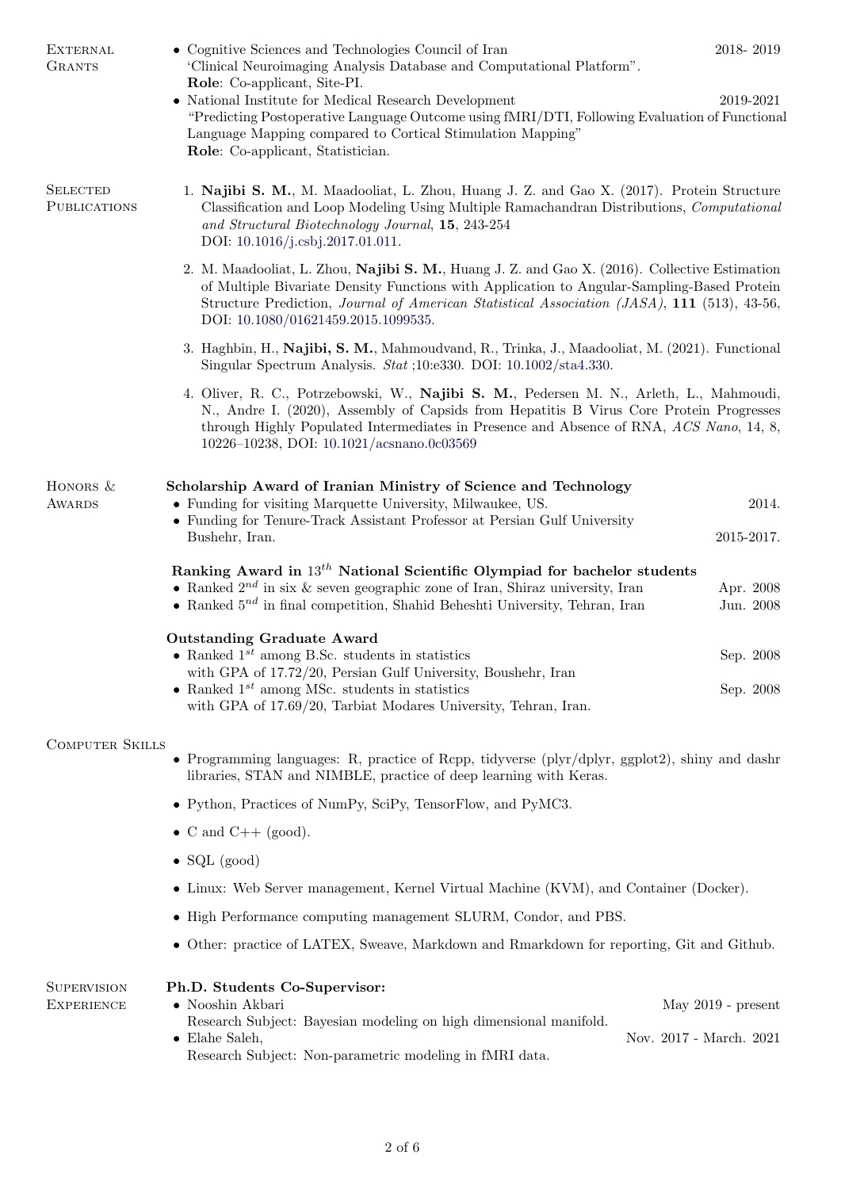## External Grants

- Cognitive Sciences and Technologies Council of Iran — 2018- 2019
  'Clinical Neuroimaging Analysis Database and Computational Platform".
  **Role**: Co-applicant, Site-PI.
- National Institute for Medical Research Development — 2019-2021
  "Predicting Postoperative Language Outcome using fMRI/DTI, Following Evaluation of Functional Language Mapping compared to Cortical Stimulation Mapping"
  **Role**: Co-applicant, Statistician.

## Selected Publications

1. **Najibi S. M.**, M. Maadooliat, L. Zhou, Huang J. Z. and Gao X. (2017). Protein Structure Classification and Loop Modeling Using Multiple Ramachandran Distributions, *Computational and Structural Biotechnology Journal*, **15**, 243-254
   DOI: 10.1016/j.csbj.2017.01.011.

2. M. Maadooliat, L. Zhou, **Najibi S. M.**, Huang J. Z. and Gao X. (2016). Collective Estimation of Multiple Bivariate Density Functions with Application to Angular-Sampling-Based Protein Structure Prediction, *Journal of American Statistical Association (JASA)*, **111** (513), 43-56, DOI: 10.1080/01621459.2015.1099535.

3. Haghbin, H., **Najibi, S. M.**, Mahmoudvand, R., Trinka, J., Maadooliat, M. (2021). Functional Singular Spectrum Analysis. *Stat* ;10:e330. DOI: 10.1002/sta4.330.

4. Oliver, R. C., Potrzebowski, W., **Najibi S. M.**, Pedersen M. N., Arleth, L., Mahmoudi, N., Andre I. (2020), Assembly of Capsids from Hepatitis B Virus Core Protein Progresses through Highly Populated Intermediates in Presence and Absence of RNA, *ACS Nano*, 14, 8, 10226–10238, DOI: 10.1021/acsnano.0c03569

## Honors & Awards

**Scholarship Award of Iranian Ministry of Science and Technology**

- Funding for visiting Marquette University, Milwaukee, US. — 2014.
- Funding for Tenure-Track Assistant Professor at Persian Gulf University Bushehr, Iran. — 2015-2017.

**Ranking Award in $13^{th}$ National Scientific Olympiad for bachelor students**

- Ranked $2^{nd}$ in six & seven geographic zone of Iran, Shiraz university, Iran — Apr. 2008
- Ranked $5^{th}$ in final competition, Shahid Beheshti University, Tehran, Iran — Jun. 2008

**Outstanding Graduate Award**

- Ranked $1^{st}$ among B.Sc. students in statistics with GPA of 17.72/20, Persian Gulf University, Boushehr, Iran — Sep. 2008
- Ranked $1^{st}$ among MSc. students in statistics with GPA of 17.69/20, Tarbiat Modares University, Tehran, Iran. — Sep. 2008

## Computer Skills

- Programming languages: R, practice of Rcpp, tidyverse (plyr/dplyr, ggplot2), shiny and dashr libraries, STAN and NIMBLE, practice of deep learning with Keras.
- Python, Practices of NumPy, SciPy, TensorFlow, and PyMC3.
- C and C++ (good).
- SQL (good)
- Linux: Web Server management, Kernel Virtual Machine (KVM), and Container (Docker).
- High Performance computing management SLURM, Condor, and PBS.
- Other: practice of LATEX, Sweave, Markdown and Rmarkdown for reporting, Git and Github.

## Supervision Experience

**Ph.D. Students Co-Supervisor:**

- Nooshin Akbari — May 2019 - present
  Research Subject: Bayesian modeling on high dimensional manifold.
- Elahe Saleh, — Nov. 2017 - March. 2021
  Research Subject: Non-parametric modeling in fMRI data.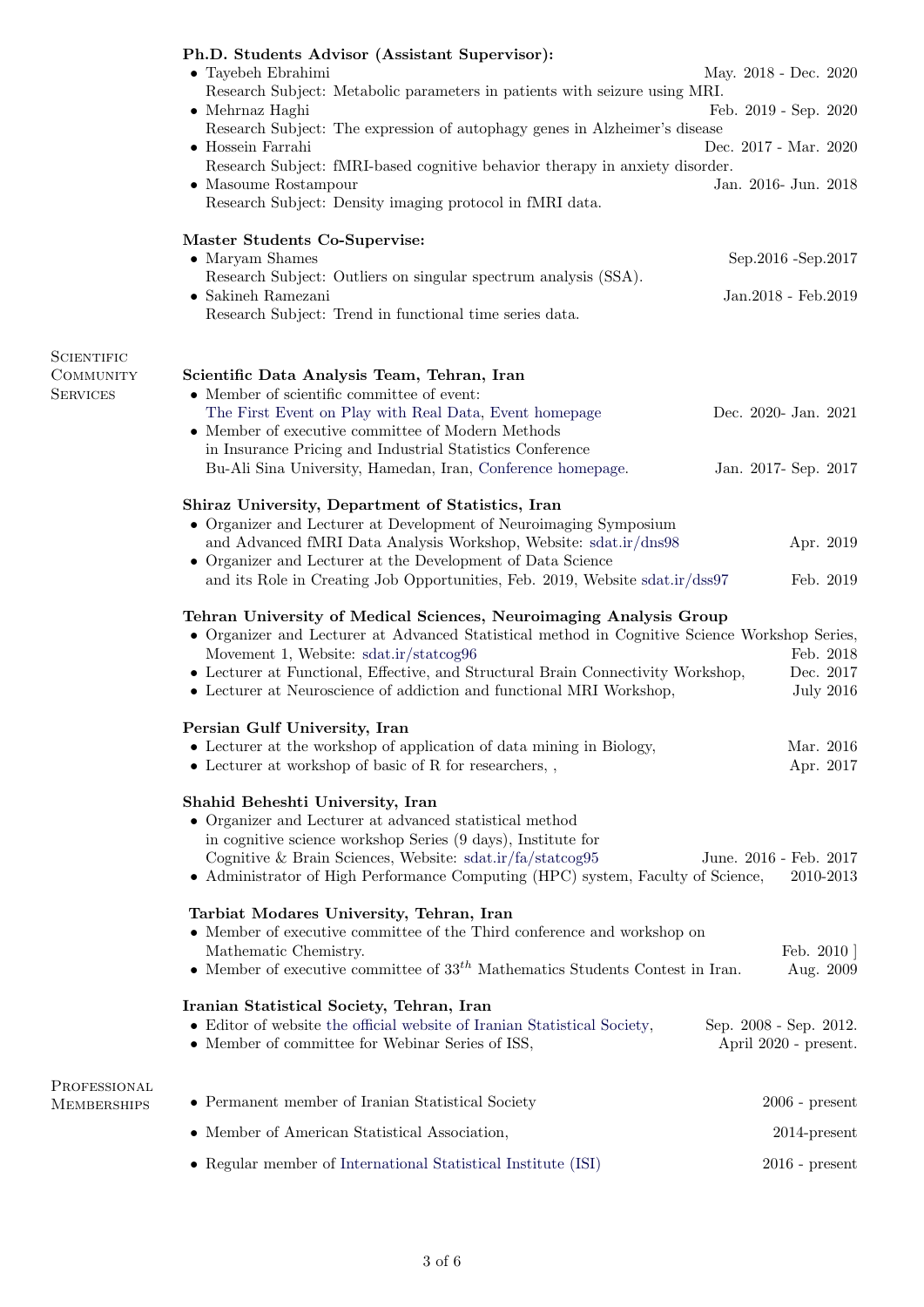**Ph.D. Students Advisor (Assistant Supervisor):**

- Tayebeh Ebrahimi — May. 2018 - Dec. 2020
  Research Subject: Metabolic parameters in patients with seizure using MRI.
- Mehrnaz Haghi — Feb. 2019 - Sep. 2020
  Research Subject: The expression of autophagy genes in Alzheimer's disease
- Hossein Farrahi — Dec. 2017 - Mar. 2020
  Research Subject: fMRI-based cognitive behavior therapy in anxiety disorder.
- Masoume Rostampour — Jan. 2016- Jun. 2018
  Research Subject: Density imaging protocol in fMRI data.

**Master Students Co-Supervise:**

- Maryam Shames — Sep.2016 -Sep.2017
  Research Subject: Outliers on singular spectrum analysis (SSA).
- Sakineh Ramezani — Jan.2018 - Feb.2019
  Research Subject: Trend in functional time series data.

## Scientific Community Services

**Scientific Data Analysis Team, Tehran, Iran**

- Member of scientific committee of event:
  The First Event on Play with Real Data, Event homepage — Dec. 2020- Jan. 2021
- Member of executive committee of Modern Methods in Insurance Pricing and Industrial Statistics Conference
  Bu-Ali Sina University, Hamedan, Iran, Conference homepage. — Jan. 2017- Sep. 2017

**Shiraz University, Department of Statistics, Iran**

- Organizer and Lecturer at Development of Neuroimaging Symposium and Advanced fMRI Data Analysis Workshop, Website: sdat.ir/dns98 — Apr. 2019
- Organizer and Lecturer at the Development of Data Science and its Role in Creating Job Opportunities, Feb. 2019, Website sdat.ir/dss97 — Feb. 2019

**Tehran University of Medical Sciences, Neuroimaging Analysis Group**

- Organizer and Lecturer at Advanced Statistical method in Cognitive Science Workshop Series, Movement 1, Website: sdat.ir/statcog96 — Feb. 2018
- Lecturer at Functional, Effective, and Structural Brain Connectivity Workshop, — Dec. 2017
- Lecturer at Neuroscience of addiction and functional MRI Workshop, — July 2016

**Persian Gulf University, Iran**

- Lecturer at the workshop of application of data mining in Biology, — Mar. 2016
- Lecturer at workshop of basic of R for researchers, , — Apr. 2017

**Shahid Beheshti University, Iran**

- Organizer and Lecturer at advanced statistical method in cognitive science workshop Series (9 days), Institute for Cognitive & Brain Sciences, Website: sdat.ir/fa/statcog95 — June. 2016 - Feb. 2017
- Administrator of High Performance Computing (HPC) system, Faculty of Science, — 2010-2013

**Tarbiat Modares University, Tehran, Iran**

- Member of executive committee of the Third conference and workshop on Mathematic Chemistry. — Feb. 2010 ]
- Member of executive committee of $33^{th}$ Mathematics Students Contest in Iran. — Aug. 2009

**Iranian Statistical Society, Tehran, Iran**

- Editor of website the official website of Iranian Statistical Society, — Sep. 2008 - Sep. 2012.
- Member of committee for Webinar Series of ISS, — April 2020 - present.

## Professional Memberships

- Permanent member of Iranian Statistical Society — 2006 - present
- Member of American Statistical Association, — 2014-present
- Regular member of International Statistical Institute (ISI) — 2016 - present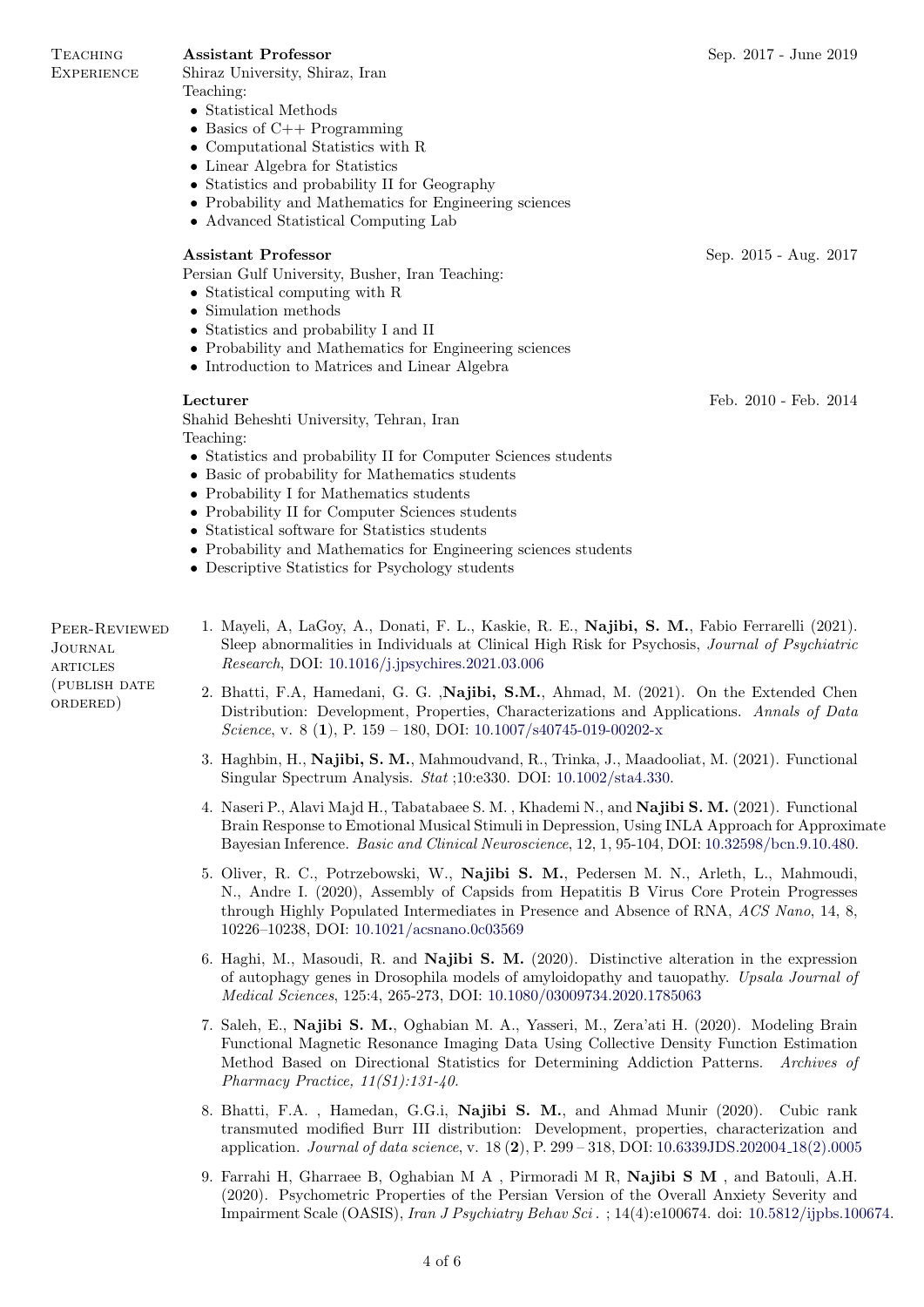## Teaching Experience

**Assistant Professor** Sep. 2017 - June 2019
Shiraz University, Shiraz, Iran
Teaching:

- Statistical Methods
- Basics of C++ Programming
- Computational Statistics with R
- Linear Algebra for Statistics
- Statistics and probability II for Geography
- Probability and Mathematics for Engineering sciences
- Advanced Statistical Computing Lab

**Assistant Professor** Sep. 2015 - Aug. 2017
Persian Gulf University, Busher, Iran Teaching:

- Statistical computing with R
- Simulation methods
- Statistics and probability I and II
- Probability and Mathematics for Engineering sciences
- Introduction to Matrices and Linear Algebra

**Lecturer** Feb. 2010 - Feb. 2014
Shahid Beheshti University, Tehran, Iran
Teaching:

- Statistics and probability II for Computer Sciences students
- Basic of probability for Mathematics students
- Probability I for Mathematics students
- Probability II for Computer Sciences students
- Statistical software for Statistics students
- Probability and Mathematics for Engineering sciences students
- Descriptive Statistics for Psychology students

## Peer-Reviewed Journal articles (publish date ordered)

1. Mayeli, A, LaGoy, A., Donati, F. L., Kaskie, R. E., **Najibi, S. M.**, Fabio Ferrarelli (2021). Sleep abnormalities in Individuals at Clinical High Risk for Psychosis, *Journal of Psychiatric Research*, DOI: 10.1016/j.jpsychires.2021.03.006
2. Bhatti, F.A, Hamedani, G. G. ,**Najibi, S.M.**, Ahmad, M. (2021). On the Extended Chen Distribution: Development, Properties, Characterizations and Applications. *Annals of Data Science*, v. 8 (**1**), P. 159 – 180, DOI: 10.1007/s40745-019-00202-x
3. Haghbin, H., **Najibi, S. M.**, Mahmoudvand, R., Trinka, J., Maadooliat, M. (2021). Functional Singular Spectrum Analysis. *Stat* ;10:e330. DOI: 10.1002/sta4.330.
4. Naseri P., Alavi Majd H., Tabatabaee S. M. , Khademi N., and **Najibi S. M.** (2021). Functional Brain Response to Emotional Musical Stimuli in Depression, Using INLA Approach for Approximate Bayesian Inference. *Basic and Clinical Neuroscience*, 12, 1, 95-104, DOI: 10.32598/bcn.9.10.480.
5. Oliver, R. C., Potrzebowski, W., **Najibi S. M.**, Pedersen M. N., Arleth, L., Mahmoudi, N., Andre I. (2020), Assembly of Capsids from Hepatitis B Virus Core Protein Progresses through Highly Populated Intermediates in Presence and Absence of RNA, *ACS Nano*, 14, 8, 10226–10238, DOI: 10.1021/acsnano.0c03569
6. Haghi, M., Masoudi, R. and **Najibi S. M.** (2020). Distinctive alteration in the expression of autophagy genes in Drosophila models of amyloidopathy and tauopathy. *Upsala Journal of Medical Sciences*, 125:4, 265-273, DOI: 10.1080/03009734.2020.1785063
7. Saleh, E., **Najibi S. M.**, Oghabian M. A., Yasseri, M., Zera'ati H. (2020). Modeling Brain Functional Magnetic Resonance Imaging Data Using Collective Density Function Estimation Method Based on Directional Statistics for Determining Addiction Patterns. *Archives of Pharmacy Practice, 11(S1):131-40.*
8. Bhatti, F.A. , Hamedan, G.G.i, **Najibi S. M.**, and Ahmad Munir (2020). Cubic rank transmuted modified Burr III distribution: Development, properties, characterization and application. *Journal of data science*, v. 18 (**2**), P. 299 – 318, DOI: 10.6339JDS.202004_18(2).0005
9. Farrahi H, Gharraee B, Oghabian M A , Pirmoradi M R, **Najibi S M** , and Batouli, A.H. (2020). Psychometric Properties of the Persian Version of the Overall Anxiety Severity and Impairment Scale (OASIS), *Iran J Psychiatry Behav Sci* . ; 14(4):e100674. doi: 10.5812/ijpbs.100674.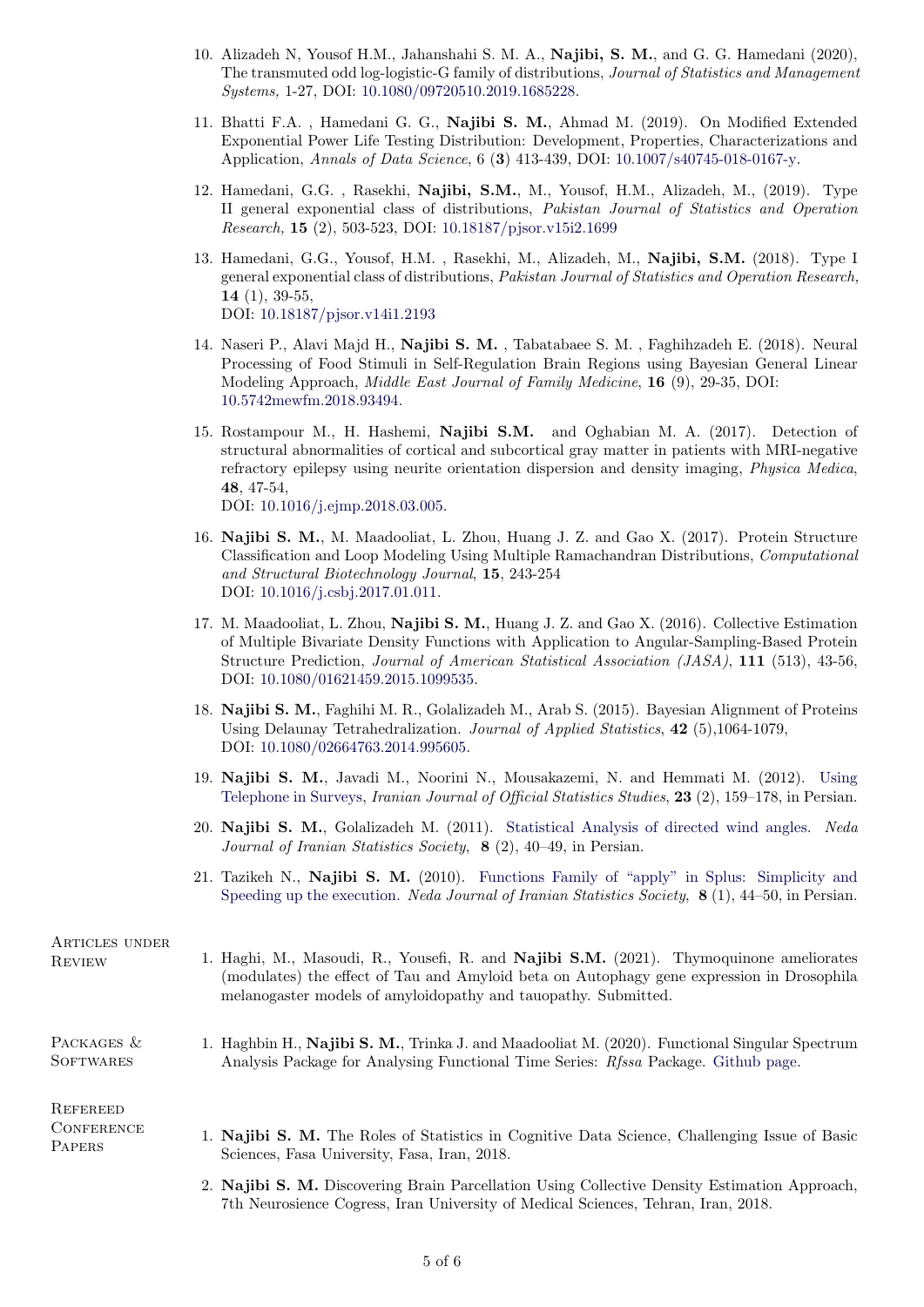10. Alizadeh N, Yousof H.M., Jahanshahi S. M. A., **Najibi, S. M.**, and G. G. Hamedani (2020), The transmuted odd log-logistic-G family of distributions, *Journal of Statistics and Management Systems,* 1-27, DOI: 10.1080/09720510.2019.1685228.

11. Bhatti F.A. , Hamedani G. G., **Najibi S. M.**, Ahmad M. (2019). On Modified Extended Exponential Power Life Testing Distribution: Development, Properties, Characterizations and Application, *Annals of Data Science*, 6 (**3**) 413-439, DOI: 10.1007/s40745-018-0167-y.

12. Hamedani, G.G. , Rasekhi, **Najibi, S.M.**, M., Yousof, H.M., Alizadeh, M., (2019). Type II general exponential class of distributions, *Pakistan Journal of Statistics and Operation Research,* **15** (2), 503-523, DOI: 10.18187/pjsor.v15i2.1699

13. Hamedani, G.G., Yousof, H.M. , Rasekhi, M., Alizadeh, M., **Najibi, S.M.** (2018). Type I general exponential class of distributions, *Pakistan Journal of Statistics and Operation Research,* **14** (1), 39-55,
DOI: 10.18187/pjsor.v14i1.2193

14. Naseri P., Alavi Majd H., **Najibi S. M.** , Tabatabaee S. M. , Faghihzadeh E. (2018). Neural Processing of Food Stimuli in Self-Regulation Brain Regions using Bayesian General Linear Modeling Approach, *Middle East Journal of Family Medicine*, **16** (9), 29-35, DOI: 10.5742mewfm.2018.93494.

15. Rostampour M., H. Hashemi, **Najibi S.M.** and Oghabian M. A. (2017). Detection of structural abnormalities of cortical and subcortical gray matter in patients with MRI-negative refractory epilepsy using neurite orientation dispersion and density imaging, *Physica Medica*, **48**, 47-54,
DOI: 10.1016/j.ejmp.2018.03.005.

16. **Najibi S. M.**, M. Maadooliat, L. Zhou, Huang J. Z. and Gao X. (2017). Protein Structure Classification and Loop Modeling Using Multiple Ramachandran Distributions, *Computational and Structural Biotechnology Journal*, **15**, 243-254
DOI: 10.1016/j.csbj.2017.01.011.

17. M. Maadooliat, L. Zhou, **Najibi S. M.**, Huang J. Z. and Gao X. (2016). Collective Estimation of Multiple Bivariate Density Functions with Application to Angular-Sampling-Based Protein Structure Prediction, *Journal of American Statistical Association (JASA)*, **111** (513), 43-56, DOI: 10.1080/01621459.2015.1099535.

18. **Najibi S. M.**, Faghihi M. R., Golalizadeh M., Arab S. (2015). Bayesian Alignment of Proteins Using Delaunay Tetrahedralization. *Journal of Applied Statistics*, **42** (5),1064-1079, DOI: 10.1080/02664763.2014.995605.

19. **Najibi S. M.**, Javadi M., Noorini N., Mousakazemi, N. and Hemmati M. (2012). Using Telephone in Surveys, *Iranian Journal of Official Statistics Studies*, **23** (2), 159–178, in Persian.

20. **Najibi S. M.**, Golalizadeh M. (2011). Statistical Analysis of directed wind angles. *Neda Journal of Iranian Statistics Society*, **8** (2), 40–49, in Persian.

21. Tazikeh N., **Najibi S. M.** (2010). Functions Family of "apply" in Splus: Simplicity and Speeding up the execution. *Neda Journal of Iranian Statistics Society*, **8** (1), 44–50, in Persian.

## Articles under Review

1. Haghi, M., Masoudi, R., Yousefi, R. and **Najibi S.M.** (2021). Thymoquinone ameliorates (modulates) the effect of Tau and Amyloid beta on Autophagy gene expression in Drosophila melanogaster models of amyloidopathy and tauopathy. Submitted.

## Packages & Softwares

1. Haghbin H., **Najibi S. M.**, Trinka J. and Maadooliat M. (2020). Functional Singular Spectrum Analysis Package for Analysing Functional Time Series: *Rfssa* Package. Github page.

## Refereed Conference Papers

1. **Najibi S. M.** The Roles of Statistics in Cognitive Data Science, Challenging Issue of Basic Sciences, Fasa University, Fasa, Iran, 2018.

2. **Najibi S. M.** Discovering Brain Parcellation Using Collective Density Estimation Approach, 7th Neurosience Cogress, Iran University of Medical Sciences, Tehran, Iran, 2018.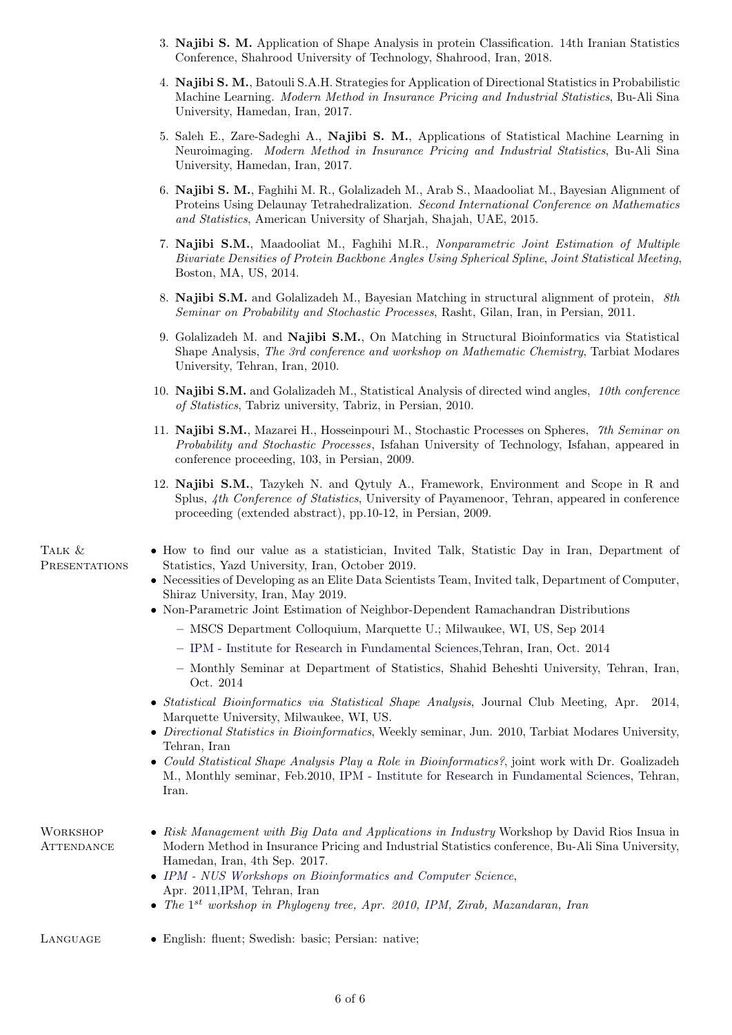3. **Najibi S. M.** Application of Shape Analysis in protein Classification. 14th Iranian Statistics Conference, Shahrood University of Technology, Shahrood, Iran, 2018.

4. **Najibi S. M.**, Batouli S.A.H. Strategies for Application of Directional Statistics in Probabilistic Machine Learning. *Modern Method in Insurance Pricing and Industrial Statistics*, Bu-Ali Sina University, Hamedan, Iran, 2017.

5. Saleh E., Zare-Sadeghi A., **Najibi S. M.**, Applications of Statistical Machine Learning in Neuroimaging. *Modern Method in Insurance Pricing and Industrial Statistics*, Bu-Ali Sina University, Hamedan, Iran, 2017.

6. **Najibi S. M.**, Faghihi M. R., Golalizadeh M., Arab S., Maadooliat M., Bayesian Alignment of Proteins Using Delaunay Tetrahedralization. *Second International Conference on Mathematics and Statistics*, American University of Sharjah, Shajah, UAE, 2015.

7. **Najibi S.M.**, Maadooliat M., Faghihi M.R., *Nonparametric Joint Estimation of Multiple Bivariate Densities of Protein Backbone Angles Using Spherical Spline*, *Joint Statistical Meeting*, Boston, MA, US, 2014.

8. **Najibi S.M.** and Golalizadeh M., Bayesian Matching in structural alignment of protein, *8th Seminar on Probability and Stochastic Processes*, Rasht, Gilan, Iran, in Persian, 2011.

9. Golalizadeh M. and **Najibi S.M.**, On Matching in Structural Bioinformatics via Statistical Shape Analysis, *The 3rd conference and workshop on Mathematic Chemistry*, Tarbiat Modares University, Tehran, Iran, 2010.

10. **Najibi S.M.** and Golalizadeh M., Statistical Analysis of directed wind angles, *10th conference of Statistics*, Tabriz university, Tabriz, in Persian, 2010.

11. **Najibi S.M.**, Mazarei H., Hosseinpouri M., Stochastic Processes on Spheres, *7th Seminar on Probability and Stochastic Processes*, Isfahan University of Technology, Isfahan, appeared in conference proceeding, 103, in Persian, 2009.

12. **Najibi S.M.**, Tazykeh N. and Qytuly A., Framework, Environment and Scope in R and Splus, *4th Conference of Statistics*, University of Payamenoor, Tehran, appeared in conference proceeding (extended abstract), pp.10-12, in Persian, 2009.

## Talk & Presentations

- How to find our value as a statistician, Invited Talk, Statistic Day in Iran, Department of Statistics, Yazd University, Iran, October 2019.
- Necessities of Developing as an Elite Data Scientists Team, Invited talk, Department of Computer, Shiraz University, Iran, May 2019.
- Non-Parametric Joint Estimation of Neighbor-Dependent Ramachandran Distributions
  - MSCS Department Colloquium, Marquette U.; Milwaukee, WI, US, Sep 2014
  - IPM - Institute for Research in Fundamental Sciences,Tehran, Iran, Oct. 2014
  - Monthly Seminar at Department of Statistics, Shahid Beheshti University, Tehran, Iran, Oct. 2014
- *Statistical Bioinformatics via Statistical Shape Analysis*, Journal Club Meeting, Apr. 2014, Marquette University, Milwaukee, WI, US.
- *Directional Statistics in Bioinformatics*, Weekly seminar, Jun. 2010, Tarbiat Modares University, Tehran, Iran
- *Could Statistical Shape Analysis Play a Role in Bioinformatics?*, joint work with Dr. Goalizadeh M., Monthly seminar, Feb.2010, IPM - Institute for Research in Fundamental Sciences, Tehran, Iran.

## Workshop Attendance

- *Risk Management with Big Data and Applications in Industry* Workshop by David Rios Insua in Modern Method in Insurance Pricing and Industrial Statistics conference, Bu-Ali Sina University, Hamedan, Iran, 4th Sep. 2017.
- *IPM - NUS Workshops on Bioinformatics and Computer Science*, Apr. 2011,IPM, Tehran, Iran
- *The 1$^{st}$ workshop in Phylogeny tree, Apr. 2010, IPM, Zirab, Mazandaran, Iran*

## Language

- English: fluent; Swedish: basic; Persian: native;